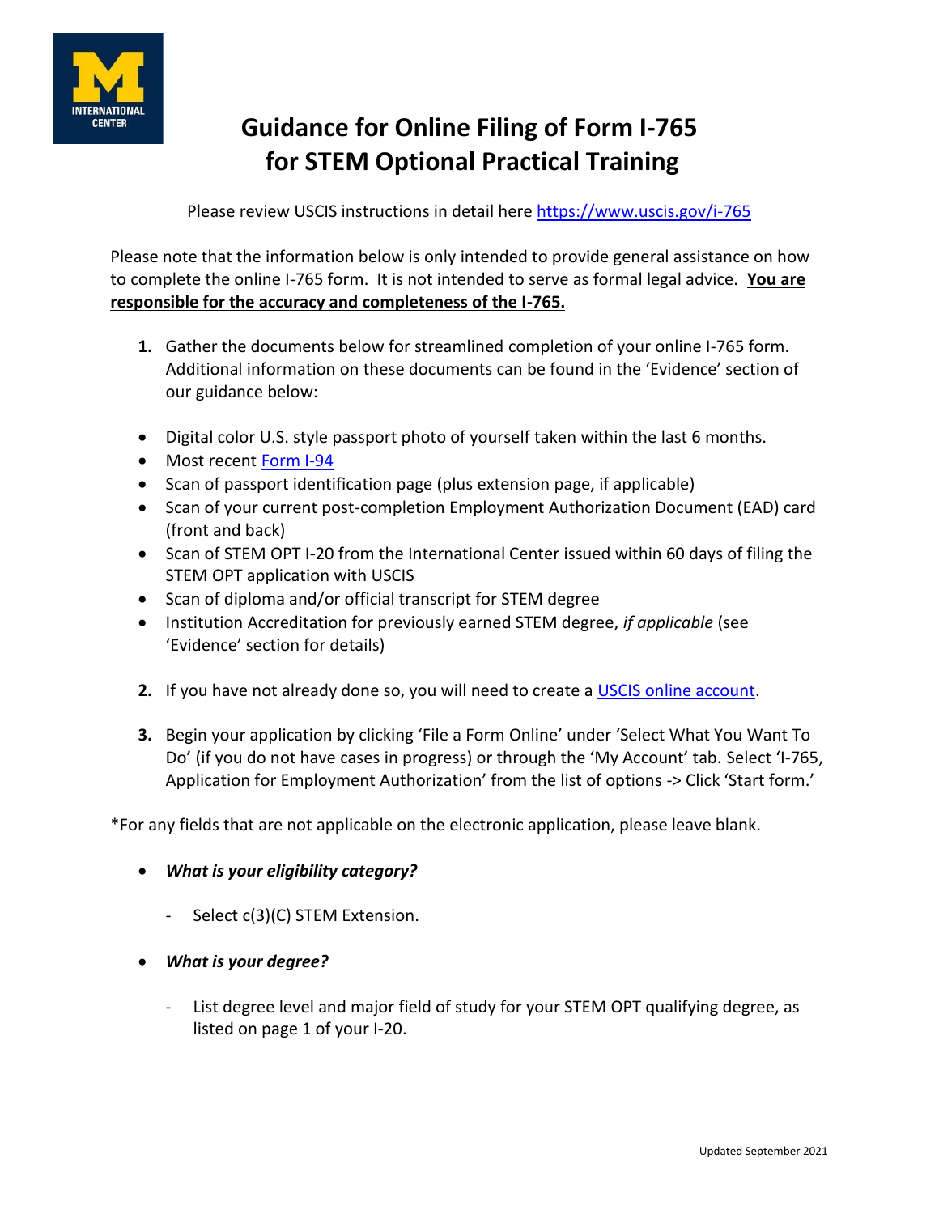# Guidance for Online Filing of Form I-765 for STEM Optional Practical Training

Please review USCIS instructions in detail here [https://www.uscis.gov/i-765](https://www.uscis.gov/i-765)

Please note that the information below is only intended to provide general assistance on how to complete the online I-765 form. It is not intended to serve as formal legal advice. **You are responsible for the accuracy and completeness of the I-765.**

1. Gather the documents below for streamlined completion of your online I-765 form. Additional information on these documents can be found in the 'Evidence' section of our guidance below:

- Digital color U.S. style passport photo of yourself taken within the last 6 months.
- Most recent Form I-94
- Scan of passport identification page (plus extension page, if applicable)
- Scan of your current post-completion Employment Authorization Document (EAD) card (front and back)
- Scan of STEM OPT I-20 from the International Center issued within 60 days of filing the STEM OPT application with USCIS
- Scan of diploma and/or official transcript for STEM degree
- Institution Accreditation for previously earned STEM degree, *if applicable* (see 'Evidence' section for details)

2. If you have not already done so, you will need to create a USCIS online account.

3. Begin your application by clicking 'File a Form Online' under 'Select What You Want To Do' (if you do not have cases in progress) or through the 'My Account' tab. Select 'I-765, Application for Employment Authorization' from the list of options -> Click 'Start form.'

*For any fields that are not applicable on the electronic application, please leave blank.

- ***What is your eligibility category?***
  - Select c(3)(C) STEM Extension.
- ***What is your degree?***
  - List degree level and major field of study for your STEM OPT qualifying degree, as listed on page 1 of your I-20.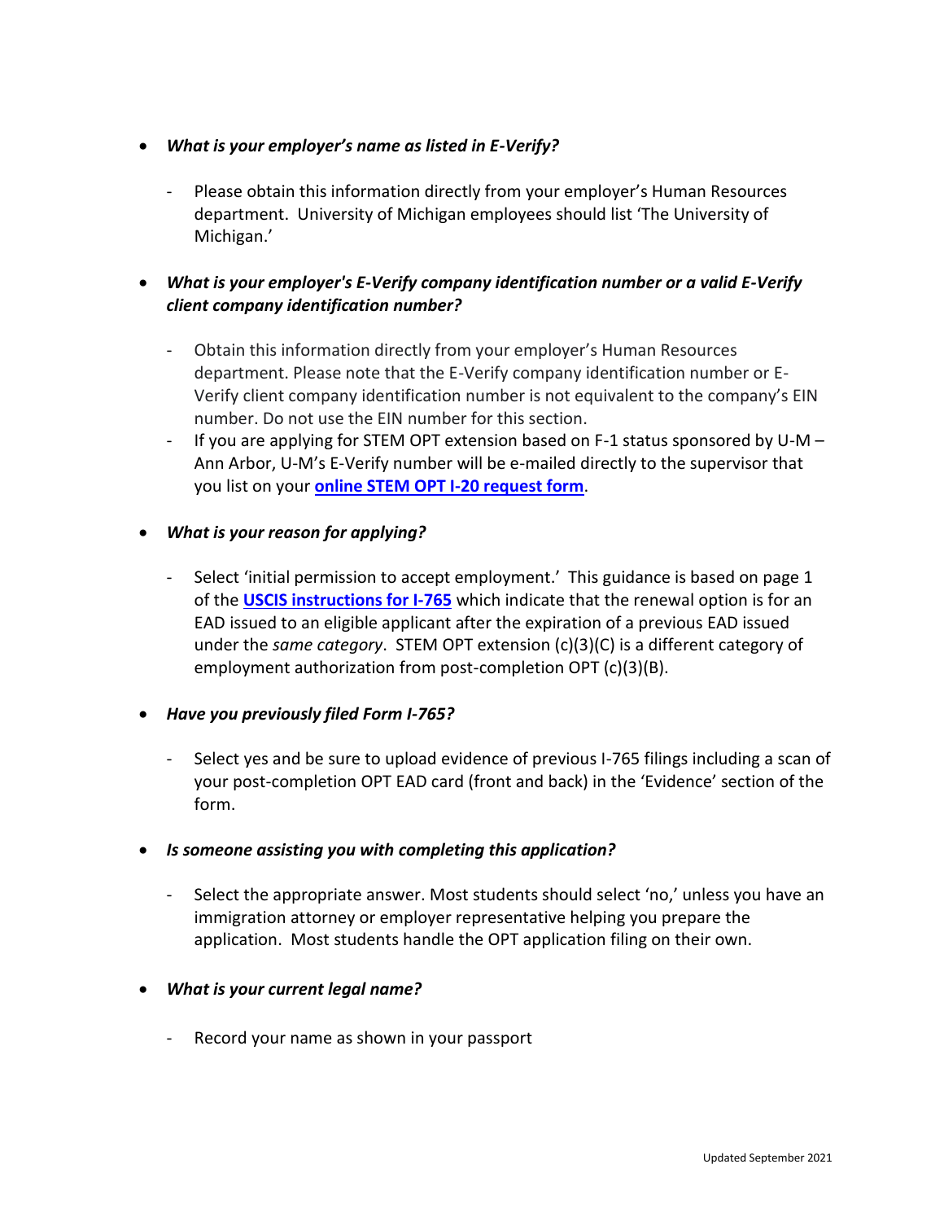- ***What is your employer's name as listed in E-Verify?***

  - Please obtain this information directly from your employer's Human Resources department. University of Michigan employees should list 'The University of Michigan.'

- ***What is your employer's E-Verify company identification number or a valid E-Verify client company identification number?***

  - Obtain this information directly from your employer's Human Resources department. Please note that the E-Verify company identification number or E-Verify client company identification number is not equivalent to the company's EIN number. Do not use the EIN number for this section.
  - If you are applying for STEM OPT extension based on F-1 status sponsored by U-M – Ann Arbor, U-M's E-Verify number will be e-mailed directly to the supervisor that you list on your **online STEM OPT I-20 request form**.

- ***What is your reason for applying?***

  - Select 'initial permission to accept employment.' This guidance is based on page 1 of the **USCIS instructions for I-765** which indicate that the renewal option is for an EAD issued to an eligible applicant after the expiration of a previous EAD issued under the *same category*. STEM OPT extension (c)(3)(C) is a different category of employment authorization from post-completion OPT (c)(3)(B).

- ***Have you previously filed Form I-765?***

  - Select yes and be sure to upload evidence of previous I-765 filings including a scan of your post-completion OPT EAD card (front and back) in the 'Evidence' section of the form.

- ***Is someone assisting you with completing this application?***

  - Select the appropriate answer. Most students should select 'no,' unless you have an immigration attorney or employer representative helping you prepare the application. Most students handle the OPT application filing on their own.

- ***What is your current legal name?***

  - Record your name as shown in your passport

Updated September 2021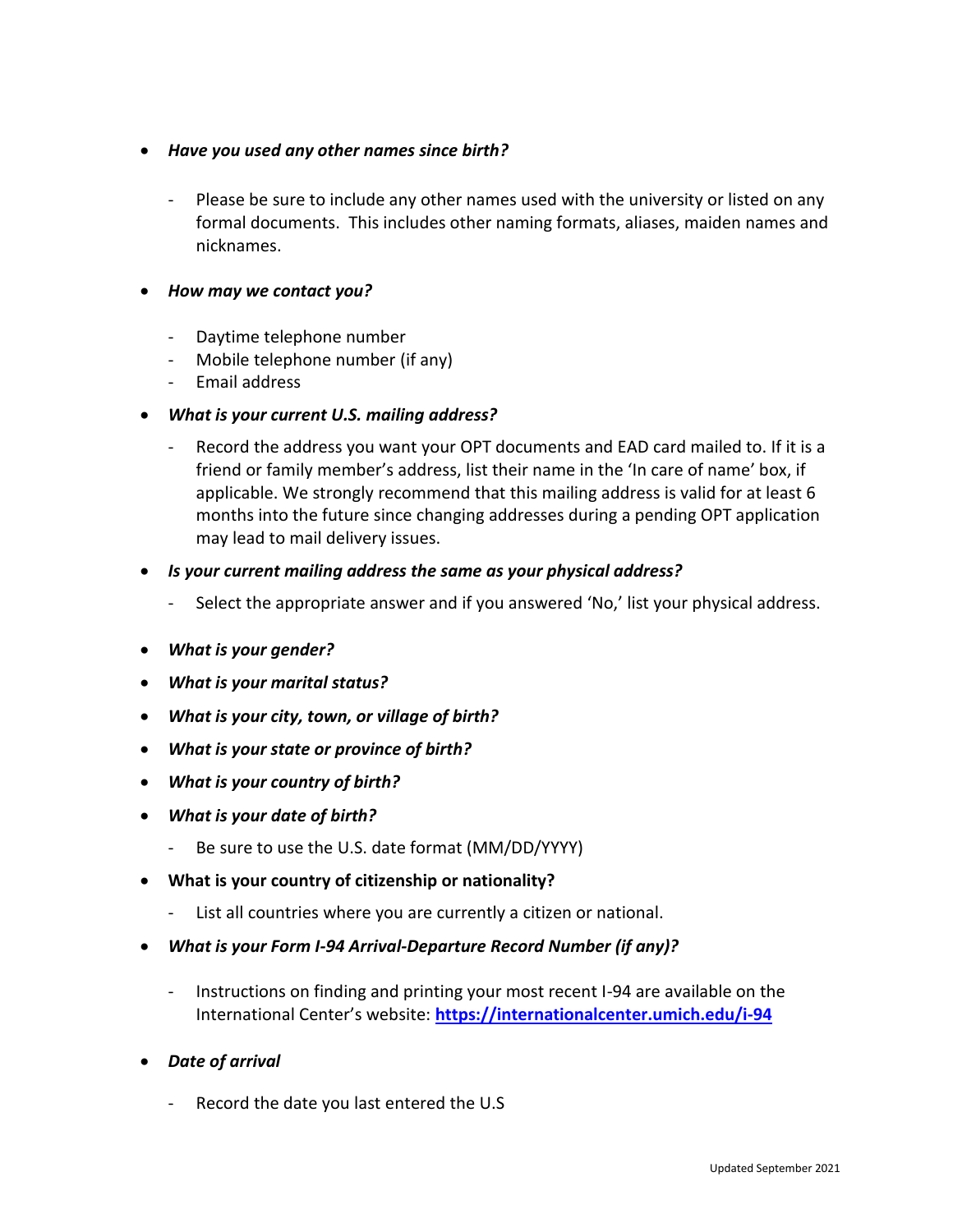- ***Have you used any other names since birth?***

  - Please be sure to include any other names used with the university or listed on any formal documents. This includes other naming formats, aliases, maiden names and nicknames.

- ***How may we contact you?***

  - Daytime telephone number
  - Mobile telephone number (if any)
  - Email address

- ***What is your current U.S. mailing address?***

  - Record the address you want your OPT documents and EAD card mailed to. If it is a friend or family member's address, list their name in the 'In care of name' box, if applicable. We strongly recommend that this mailing address is valid for at least 6 months into the future since changing addresses during a pending OPT application may lead to mail delivery issues.

- ***Is your current mailing address the same as your physical address?***

  - Select the appropriate answer and if you answered 'No,' list your physical address.

- ***What is your gender?***
- ***What is your marital status?***
- ***What is your city, town, or village of birth?***
- ***What is your state or province of birth?***
- ***What is your country of birth?***
- ***What is your date of birth?***

  - Be sure to use the U.S. date format (MM/DD/YYYY)

- **What is your country of citizenship or nationality?**

  - List all countries where you are currently a citizen or national.

- ***What is your Form I-94 Arrival-Departure Record Number (if any)?***

  - Instructions on finding and printing your most recent I-94 are available on the International Center's website: **https://internationalcenter.umich.edu/i-94**

- ***Date of arrival***

  - Record the date you last entered the U.S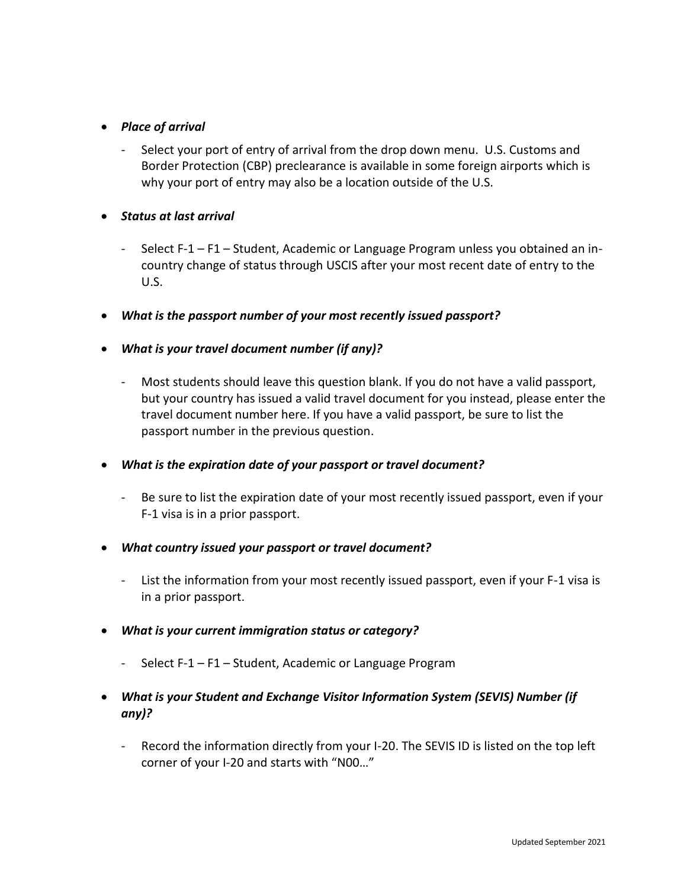- ***Place of arrival***

  - Select your port of entry of arrival from the drop down menu. U.S. Customs and Border Protection (CBP) preclearance is available in some foreign airports which is why your port of entry may also be a location outside of the U.S.

- ***Status at last arrival***

  - Select F-1 – F1 – Student, Academic or Language Program unless you obtained an in-country change of status through USCIS after your most recent date of entry to the U.S.

- ***What is the passport number of your most recently issued passport?***

- ***What is your travel document number (if any)?***

  - Most students should leave this question blank. If you do not have a valid passport, but your country has issued a valid travel document for you instead, please enter the travel document number here. If you have a valid passport, be sure to list the passport number in the previous question.

- ***What is the expiration date of your passport or travel document?***

  - Be sure to list the expiration date of your most recently issued passport, even if your F-1 visa is in a prior passport.

- ***What country issued your passport or travel document?***

  - List the information from your most recently issued passport, even if your F-1 visa is in a prior passport.

- ***What is your current immigration status or category?***

  - Select F-1 – F1 – Student, Academic or Language Program

- ***What is your Student and Exchange Visitor Information System (SEVIS) Number (if any)?***

  - Record the information directly from your I-20. The SEVIS ID is listed on the top left corner of your I-20 and starts with "N00…"

Updated September 2021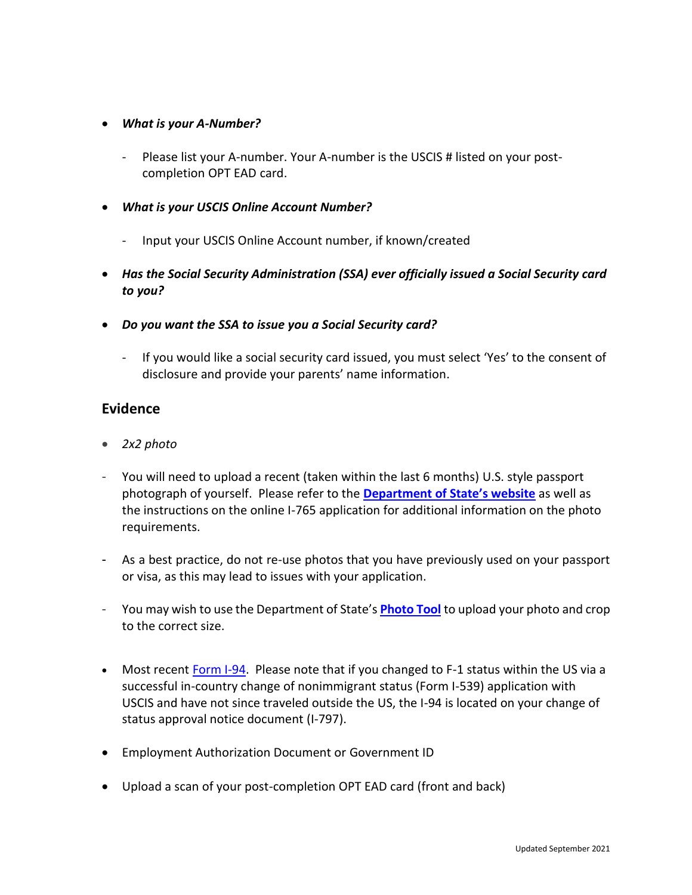- ***What is your A-Number?***

    - Please list your A-number. Your A-number is the USCIS # listed on your post-completion OPT EAD card.

- ***What is your USCIS Online Account Number?***

    - Input your USCIS Online Account number, if known/created

- ***Has the Social Security Administration (SSA) ever officially issued a Social Security card to you?***

- ***Do you want the SSA to issue you a Social Security card?***

    - If you would like a social security card issued, you must select 'Yes' to the consent of disclosure and provide your parents' name information.

## Evidence

- *2x2 photo*

- You will need to upload a recent (taken within the last 6 months) U.S. style passport photograph of yourself. Please refer to the **Department of State's website** as well as the instructions on the online I-765 application for additional information on the photo requirements.

- As a best practice, do not re-use photos that you have previously used on your passport or visa, as this may lead to issues with your application.

- You may wish to use the Department of State's **Photo Tool** to upload your photo and crop to the correct size.

- Most recent Form I-94. Please note that if you changed to F-1 status within the US via a successful in-country change of nonimmigrant status (Form I-539) application with USCIS and have not since traveled outside the US, the I-94 is located on your change of status approval notice document (I-797).

- Employment Authorization Document or Government ID

- Upload a scan of your post-completion OPT EAD card (front and back)

Updated September 2021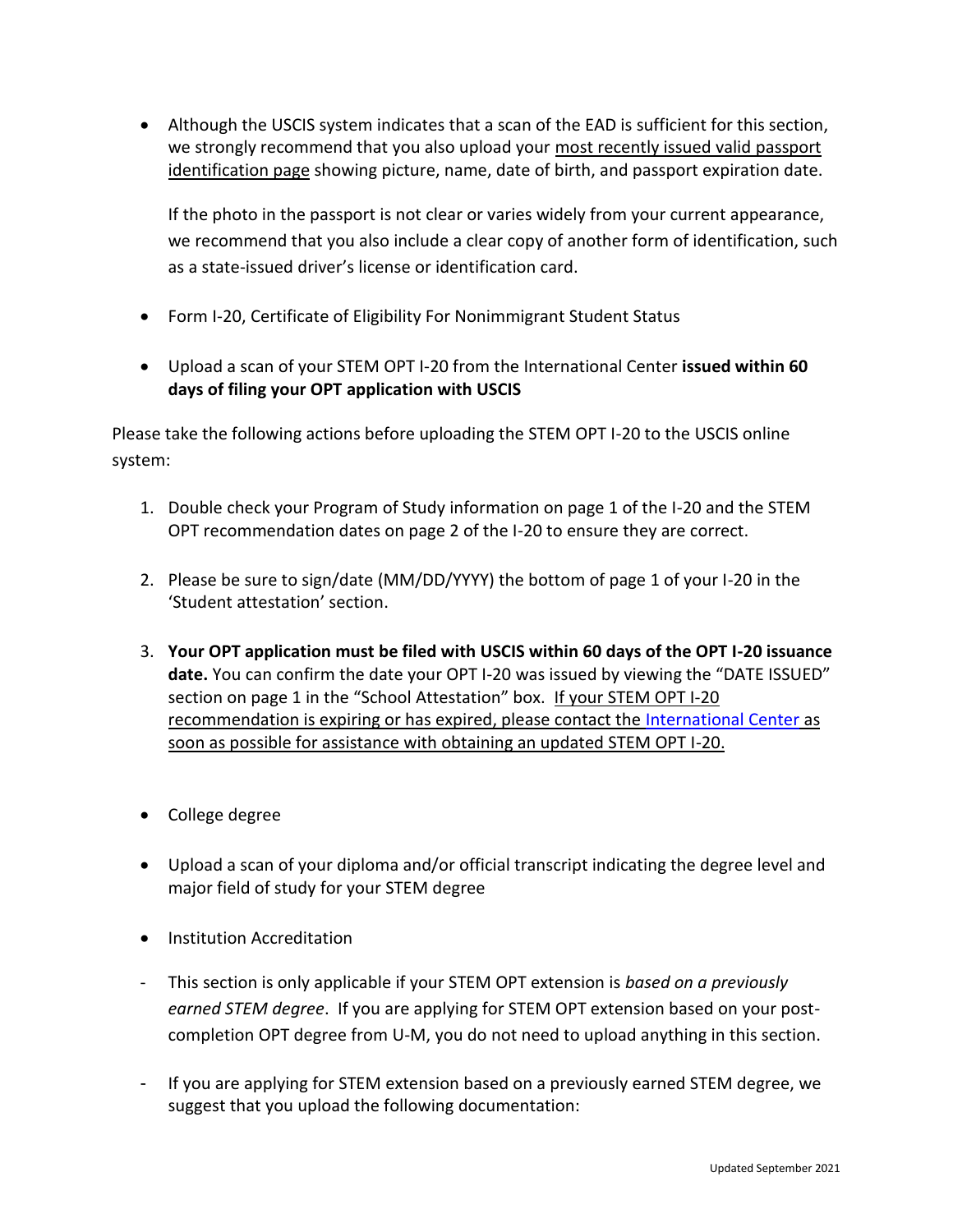- Although the USCIS system indicates that a scan of the EAD is sufficient for this section, we strongly recommend that you also upload your most recently issued valid passport identification page showing picture, name, date of birth, and passport expiration date.

  If the photo in the passport is not clear or varies widely from your current appearance, we recommend that you also include a clear copy of another form of identification, such as a state-issued driver's license or identification card.

- Form I-20, Certificate of Eligibility For Nonimmigrant Student Status

- Upload a scan of your STEM OPT I-20 from the International Center **issued within 60 days of filing your OPT application with USCIS**

Please take the following actions before uploading the STEM OPT I-20 to the USCIS online system:

1. Double check your Program of Study information on page 1 of the I-20 and the STEM OPT recommendation dates on page 2 of the I-20 to ensure they are correct.

2. Please be sure to sign/date (MM/DD/YYYY) the bottom of page 1 of your I-20 in the 'Student attestation' section.

3. **Your OPT application must be filed with USCIS within 60 days of the OPT I-20 issuance date.** You can confirm the date your OPT I-20 was issued by viewing the "DATE ISSUED" section on page 1 in the "School Attestation" box. If your STEM OPT I-20 recommendation is expiring or has expired, please contact the International Center as soon as possible for assistance with obtaining an updated STEM OPT I-20.

- College degree

- Upload a scan of your diploma and/or official transcript indicating the degree level and major field of study for your STEM degree

- Institution Accreditation

- This section is only applicable if your STEM OPT extension is *based on a previously earned STEM degree*. If you are applying for STEM OPT extension based on your post-completion OPT degree from U-M, you do not need to upload anything in this section.

- If you are applying for STEM extension based on a previously earned STEM degree, we suggest that you upload the following documentation: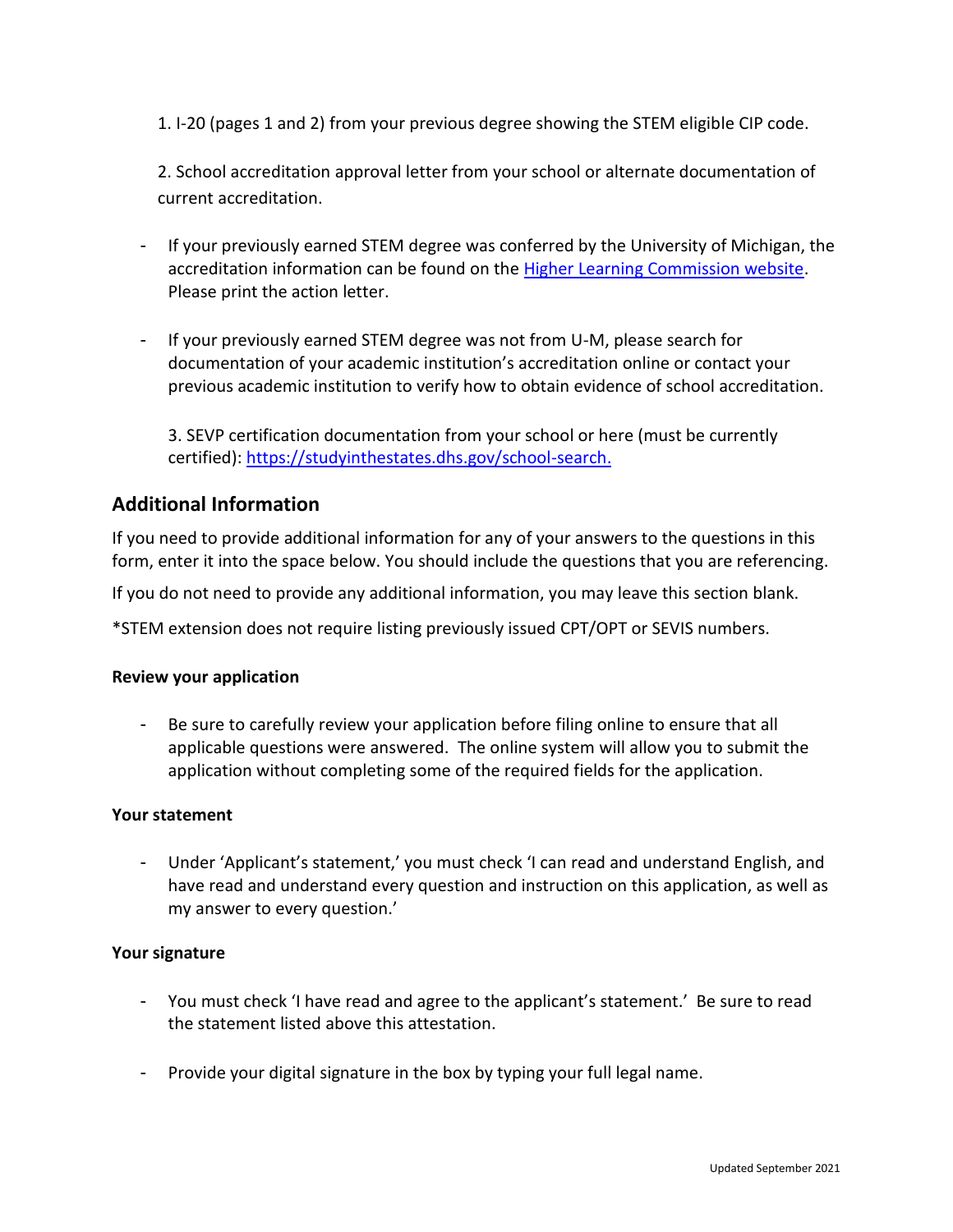1. I-20 (pages 1 and 2) from your previous degree showing the STEM eligible CIP code.

2. School accreditation approval letter from your school or alternate documentation of current accreditation.

- If your previously earned STEM degree was conferred by the University of Michigan, the accreditation information can be found on the [Higher Learning Commission website](). Please print the action letter.

- If your previously earned STEM degree was not from U-M, please search for documentation of your academic institution's accreditation online or contact your previous academic institution to verify how to obtain evidence of school accreditation.

3. SEVP certification documentation from your school or here (must be currently certified): https://studyinthestates.dhs.gov/school-search.

## Additional Information

If you need to provide additional information for any of your answers to the questions in this form, enter it into the space below. You should include the questions that you are referencing.

If you do not need to provide any additional information, you may leave this section blank.

*STEM extension does not require listing previously issued CPT/OPT or SEVIS numbers.

**Review your application**

- Be sure to carefully review your application before filing online to ensure that all applicable questions were answered. The online system will allow you to submit the application without completing some of the required fields for the application.

**Your statement**

- Under 'Applicant's statement,' you must check 'I can read and understand English, and have read and understand every question and instruction on this application, as well as my answer to every question.'

**Your signature**

- You must check 'I have read and agree to the applicant's statement.' Be sure to read the statement listed above this attestation.

- Provide your digital signature in the box by typing your full legal name.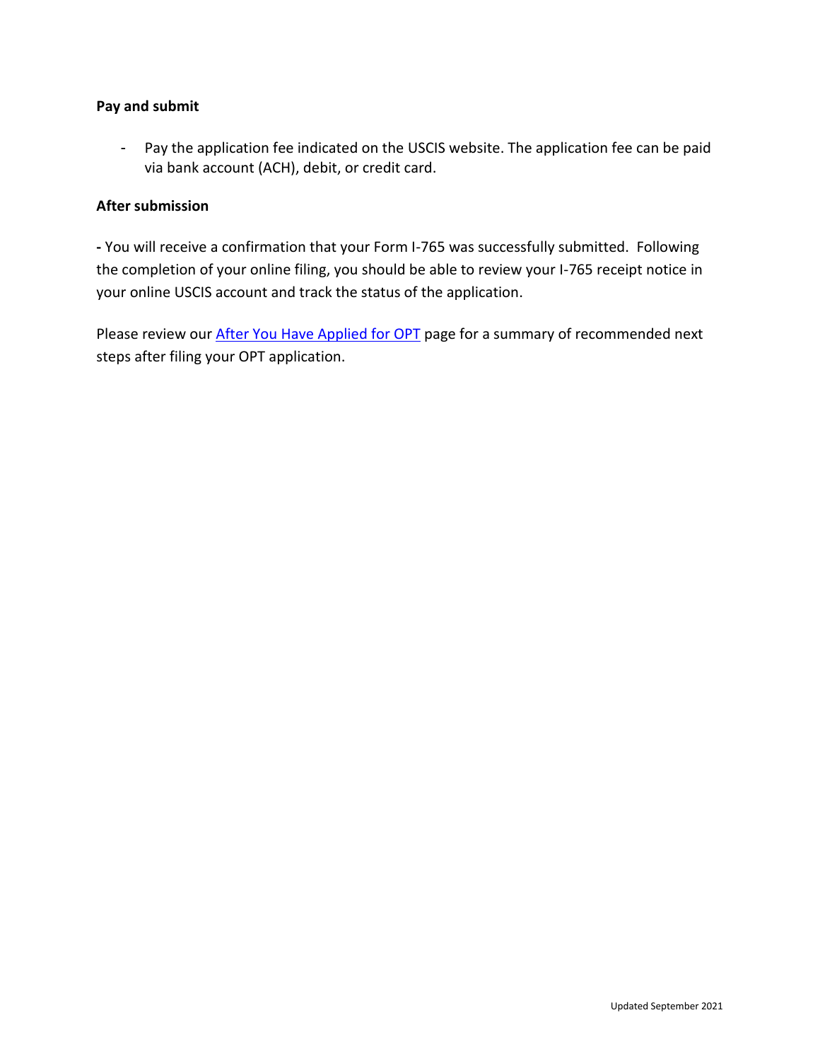**Pay and submit**

- Pay the application fee indicated on the USCIS website. The application fee can be paid via bank account (ACH), debit, or credit card.

**After submission**

- You will receive a confirmation that your Form I-765 was successfully submitted. Following the completion of your online filing, you should be able to review your I-765 receipt notice in your online USCIS account and track the status of the application.

Please review our After You Have Applied for OPT page for a summary of recommended next steps after filing your OPT application.

Updated September 2021